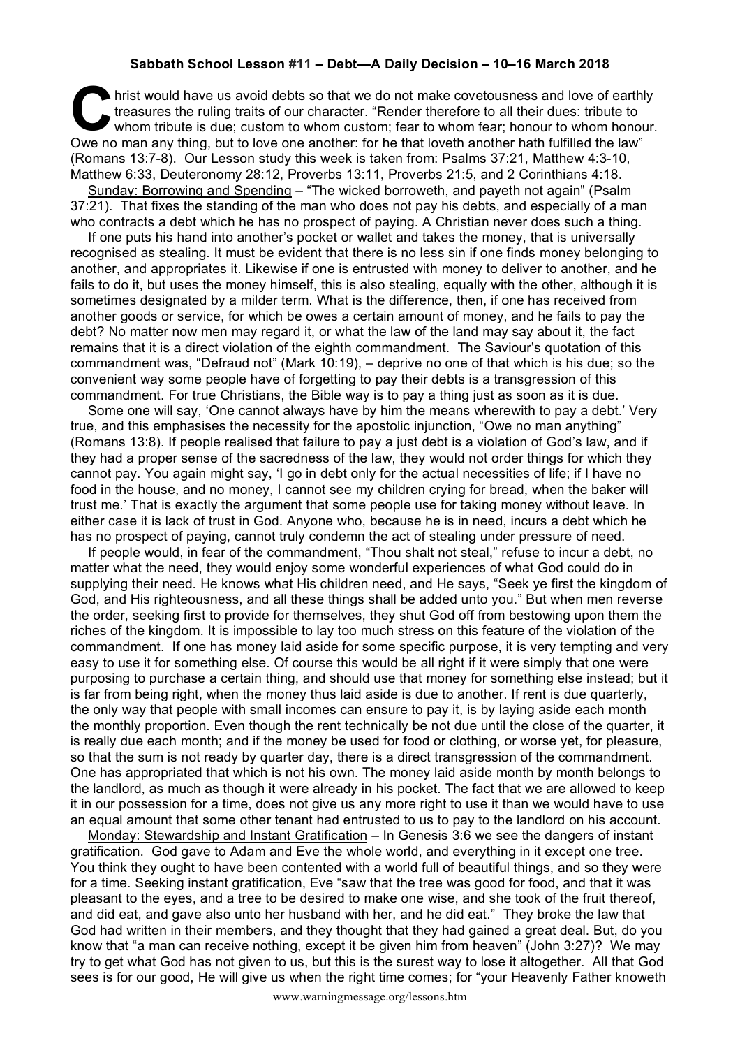**Sabbath School Lesson #11 – Debt—A Daily Decision – 10–16 March 2018**

Christ would have us avoid debts so that we do not make covetousness and love of earthly treasures the ruling traits of our character. "Render therefore to all their dues: tribute to whom tribute is due; custom to whom custom; fear to whom fear; honour to whom honour. Owe no man any thing, but to love one another: for he that loveth another hath fulfilled the law" (Romans 13:7-8). Our Lesson study this week is taken from: Psalms 37:21, Matthew 4:3-10, Matthew 6:33, Deuteronomy 28:12, Proverbs 13:11, Proverbs 21:5, and 2 Corinthians 4:18.

Sunday: Borrowing and Spending – "The wicked borroweth, and payeth not again" (Psalm 37:21). That fixes the standing of the man who does not pay his debts, and especially of a man who contracts a debt which he has no prospect of paying. A Christian never does such a thing.

If one puts his hand into another's pocket or wallet and takes the money, that is universally recognised as stealing. It must be evident that there is no less sin if one finds money belonging to another, and appropriates it. Likewise if one is entrusted with money to deliver to another, and he fails to do it, but uses the money himself, this is also stealing, equally with the other, although it is sometimes designated by a milder term. What is the difference, then, if one has received from another goods or service, for which be owes a certain amount of money, and he fails to pay the debt? No matter now men may regard it, or what the law of the land may say about it, the fact remains that it is a direct violation of the eighth commandment. The Saviour's quotation of this commandment was, "Defraud not" (Mark 10:19), – deprive no one of that which is his due; so the convenient way some people have of forgetting to pay their debts is a transgression of this commandment. For true Christians, the Bible way is to pay a thing just as soon as it is due.

Some one will say, 'One cannot always have by him the means wherewith to pay a debt.' Very true, and this emphasises the necessity for the apostolic injunction, "Owe no man anything" (Romans 13:8). If people realised that failure to pay a just debt is a violation of God's law, and if they had a proper sense of the sacredness of the law, they would not order things for which they cannot pay. You again might say, 'I go in debt only for the actual necessities of life; if I have no food in the house, and no money, I cannot see my children crying for bread, when the baker will trust me.' That is exactly the argument that some people use for taking money without leave. In either case it is lack of trust in God. Anyone who, because he is in need, incurs a debt which he has no prospect of paying, cannot truly condemn the act of stealing under pressure of need.

If people would, in fear of the commandment, "Thou shalt not steal," refuse to incur a debt, no matter what the need, they would enjoy some wonderful experiences of what God could do in supplying their need. He knows what His children need, and He says, "Seek ye first the kingdom of God, and His righteousness, and all these things shall be added unto you." But when men reverse the order, seeking first to provide for themselves, they shut God off from bestowing upon them the riches of the kingdom. It is impossible to lay too much stress on this feature of the violation of the commandment. If one has money laid aside for some specific purpose, it is very tempting and very easy to use it for something else. Of course this would be all right if it were simply that one were purposing to purchase a certain thing, and should use that money for something else instead; but it is far from being right, when the money thus laid aside is due to another. If rent is due quarterly, the only way that people with small incomes can ensure to pay it, is by laying aside each month the monthly proportion. Even though the rent technically be not due until the close of the quarter, it is really due each month; and if the money be used for food or clothing, or worse yet, for pleasure, so that the sum is not ready by quarter day, there is a direct transgression of the commandment. One has appropriated that which is not his own. The money laid aside month by month belongs to the landlord, as much as though it were already in his pocket. The fact that we are allowed to keep it in our possession for a time, does not give us any more right to use it than we would have to use an equal amount that some other tenant had entrusted to us to pay to the landlord on his account.

Monday: Stewardship and Instant Gratification – In Genesis 3:6 we see the dangers of instant gratification. God gave to Adam and Eve the whole world, and everything in it except one tree. You think they ought to have been contented with a world full of beautiful things, and so they were for a time. Seeking instant gratification, Eve "saw that the tree was good for food, and that it was pleasant to the eyes, and a tree to be desired to make one wise, and she took of the fruit thereof, and did eat, and gave also unto her husband with her, and he did eat." They broke the law that God had written in their members, and they thought that they had gained a great deal. But, do you know that "a man can receive nothing, except it be given him from heaven" (John 3:27)? We may try to get what God has not given to us, but this is the surest way to lose it altogether. All that God sees is for our good, He will give us when the right time comes; for "your Heavenly Father knoweth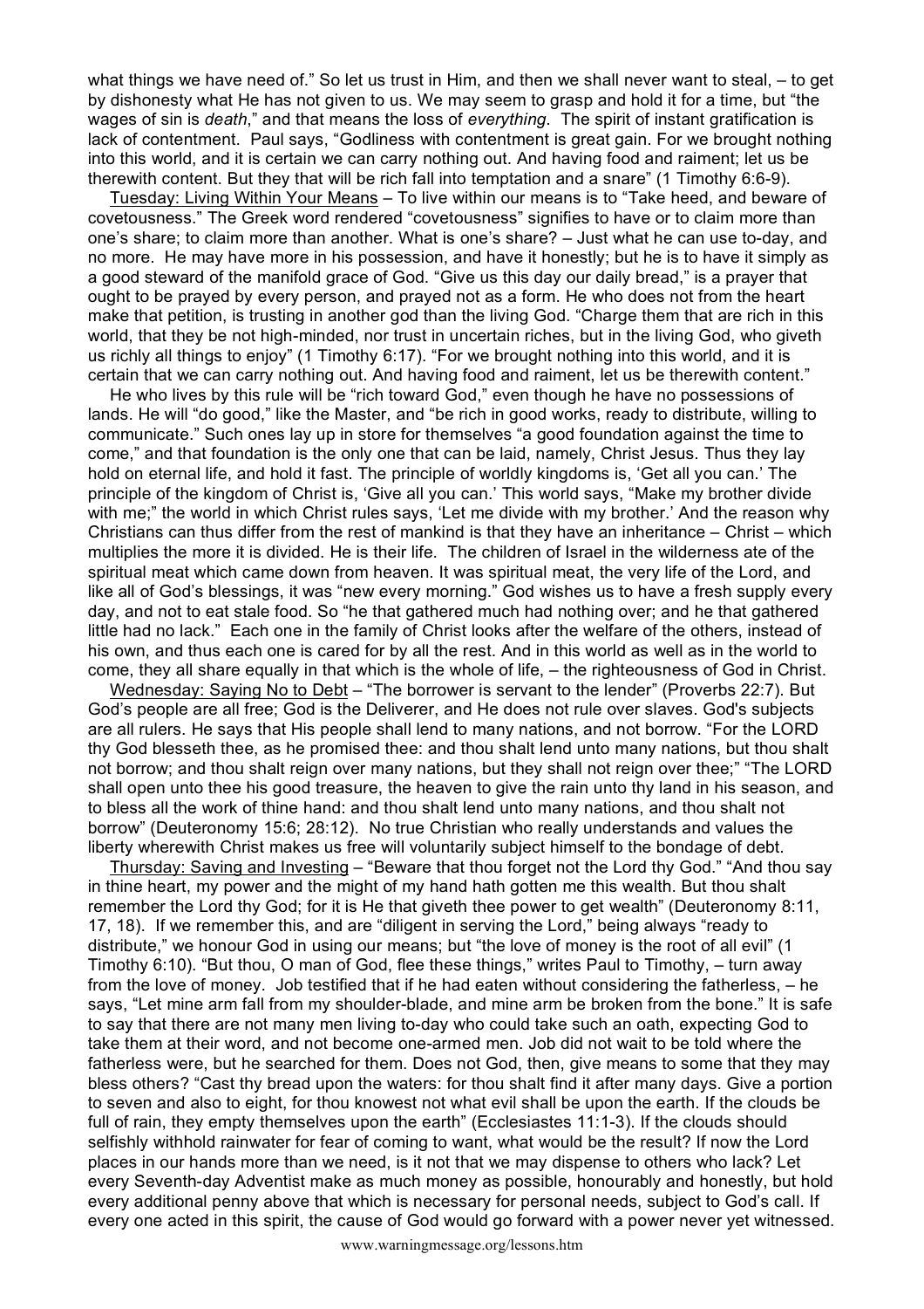what things we have need of." So let us trust in Him, and then we shall never want to steal, – to get by dishonesty what He has not given to us. We may seem to grasp and hold it for a time, but "the wages of sin is *death*," and that means the loss of *everything*. The spirit of instant gratification is lack of contentment. Paul says, "Godliness with contentment is great gain. For we brought nothing into this world, and it is certain we can carry nothing out. And having food and raiment; let us be therewith content. But they that will be rich fall into temptation and a snare" (1 Timothy 6:6-9).

<u>Tuesday: Living Within Your Means</u> – To live within our means is to "Take heed, and beware of covetousness." The Greek word rendered "covetousness" signifies to have or to claim more than one's share; to claim more than another. What is one's share? – Just what he can use to-day, and no more. He may have more in his possession, and have it honestly; but he is to have it simply as a good steward of the manifold grace of God. "Give us this day our daily bread," is a prayer that ought to be prayed by every person, and prayed not as a form. He who does not from the heart make that petition, is trusting in another god than the living God. "Charge them that are rich in this world, that they be not high-minded, nor trust in uncertain riches, but in the living God, who giveth us richly all things to enjoy" (1 Timothy 6:17). "For we brought nothing into this world, and it is certain that we can carry nothing out. And having food and raiment, let us be therewith content."

He who lives by this rule will be "rich toward God," even though he have no possessions of lands. He will "do good," like the Master, and "be rich in good works, ready to distribute, willing to communicate." Such ones lay up in store for themselves "a good foundation against the time to come," and that foundation is the only one that can be laid, namely, Christ Jesus. Thus they lay hold on eternal life, and hold it fast. The principle of worldly kingdoms is, 'Get all you can.' The principle of the kingdom of Christ is, 'Give all you can.' This world says, "Make my brother divide with me;" the world in which Christ rules says, 'Let me divide with my brother.' And the reason why Christians can thus differ from the rest of mankind is that they have an inheritance – Christ – which multiplies the more it is divided. He is their life. The children of Israel in the wilderness ate of the spiritual meat which came down from heaven. It was spiritual meat, the very life of the Lord, and like all of God's blessings, it was "new every morning." God wishes us to have a fresh supply every day, and not to eat stale food. So "he that gathered much had nothing over; and he that gathered little had no lack." Each one in the family of Christ looks after the welfare of the others, instead of his own, and thus each one is cared for by all the rest. And in this world as well as in the world to come, they all share equally in that which is the whole of life, – the righteousness of God in Christ.

<u>Wednesday: Saying No to Debt</u> – "The borrower is servant to the lender" (Proverbs 22:7). But God's people are all free; God is the Deliverer, and He does not rule over slaves. God's subjects are all rulers. He says that His people shall lend to many nations, and not borrow. "For the LORD thy God blesseth thee, as he promised thee: and thou shalt lend unto many nations, but thou shalt not borrow; and thou shalt reign over many nations, but they shall not reign over thee;" "The LORD shall open unto thee his good treasure, the heaven to give the rain unto thy land in his season, and to bless all the work of thine hand: and thou shalt lend unto many nations, and thou shalt not borrow" (Deuteronomy 15:6; 28:12). No true Christian who really understands and values the liberty wherewith Christ makes us free will voluntarily subject himself to the bondage of debt.

<u>Thursday: Saving and Investing</u> – "Beware that thou forget not the Lord thy God." "And thou say in thine heart, my power and the might of my hand hath gotten me this wealth. But thou shalt remember the Lord thy God; for it is He that giveth thee power to get wealth" (Deuteronomy 8:11, 17, 18). If we remember this, and are "diligent in serving the Lord," being always "ready to distribute," we honour God in using our means; but "the love of money is the root of all evil" (1 Timothy 6:10). "But thou, O man of God, flee these things," writes Paul to Timothy, – turn away from the love of money. Job testified that if he had eaten without considering the fatherless, – he says, "Let mine arm fall from my shoulder-blade, and mine arm be broken from the bone." It is safe to say that there are not many men living to-day who could take such an oath, expecting God to take them at their word, and not become one-armed men. Job did not wait to be told where the fatherless were, but he searched for them. Does not God, then, give means to some that they may bless others? "Cast thy bread upon the waters: for thou shalt find it after many days. Give a portion to seven and also to eight, for thou knowest not what evil shall be upon the earth. If the clouds be full of rain, they empty themselves upon the earth" (Ecclesiastes 11:1-3). If the clouds should selfishly withhold rainwater for fear of coming to want, what would be the result? If now the Lord places in our hands more than we need, is it not that we may dispense to others who lack? Let every Seventh-day Adventist make as much money as possible, honourably and honestly, but hold every additional penny above that which is necessary for personal needs, subject to God's call. If every one acted in this spirit, the cause of God would go forward with a power never yet witnessed.